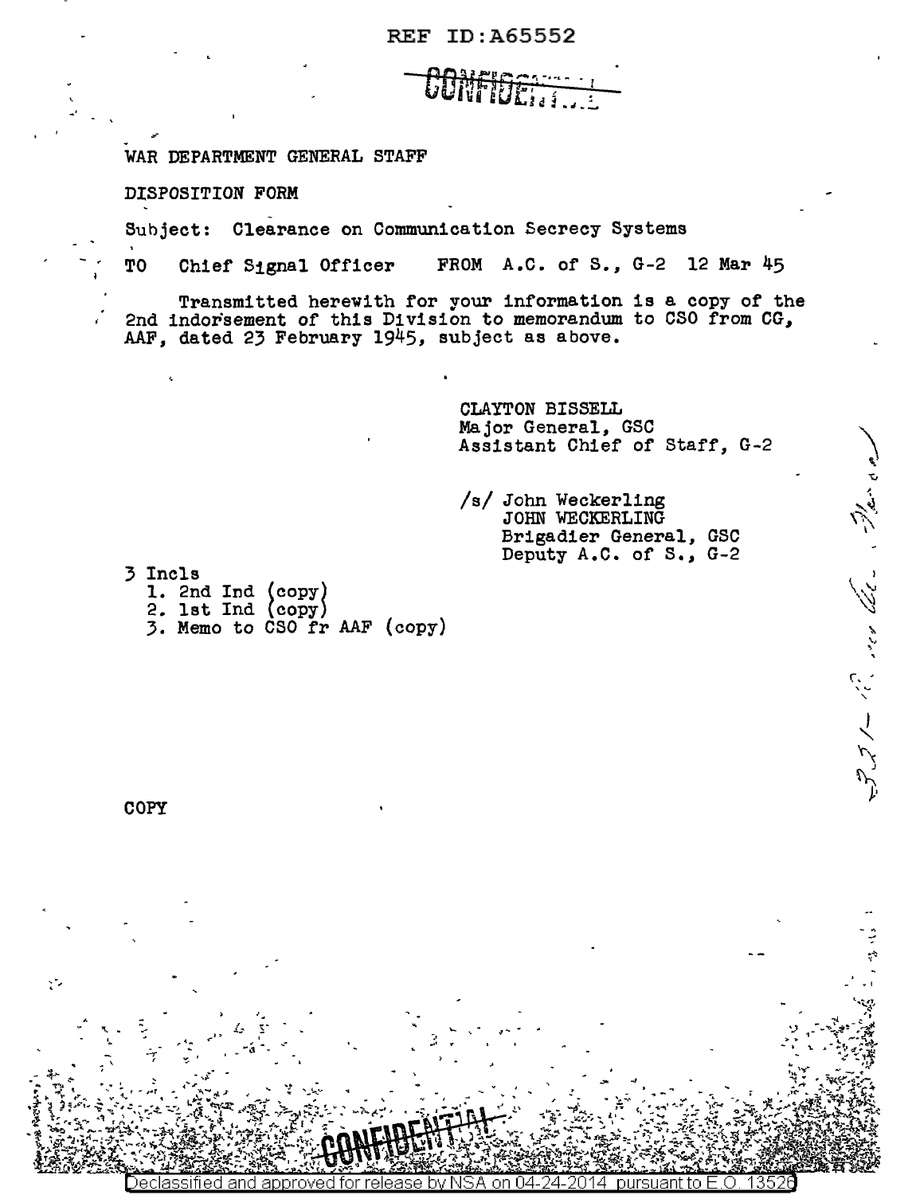REF ID:A65552

CONFIDENTIAL

WAR DEPARTMENT GENERAL STAFF

DISPOSITION FORM

Subject: Clearance on Communication Secrecy Systems

TO Chief Signal Officer FROM A.C. of S., G-2 12 Mar 45

Transmitted herewith for your information is a copy of the 2nd indorsement of this Division to memorandum to CSO from CG, AAF, dated 23 February 1945, subject as above.

CLAYTON BISSELL
Major General, GSC
Assistant Chief of Staff, G-2

/s/ John Weckerling
JOHN WECKERLING
Brigadier General, GSC
Deputy A.C. of S., G-2

3 Incls
1. 2nd Ind (copy)
2. 1st Ind (copy)
3. Memo to CSO fr AAF (copy)

COPY

CONFIDENTIAL

Declassified and approved for release by NSA on 04-24-2014 pursuant to E.O. 13526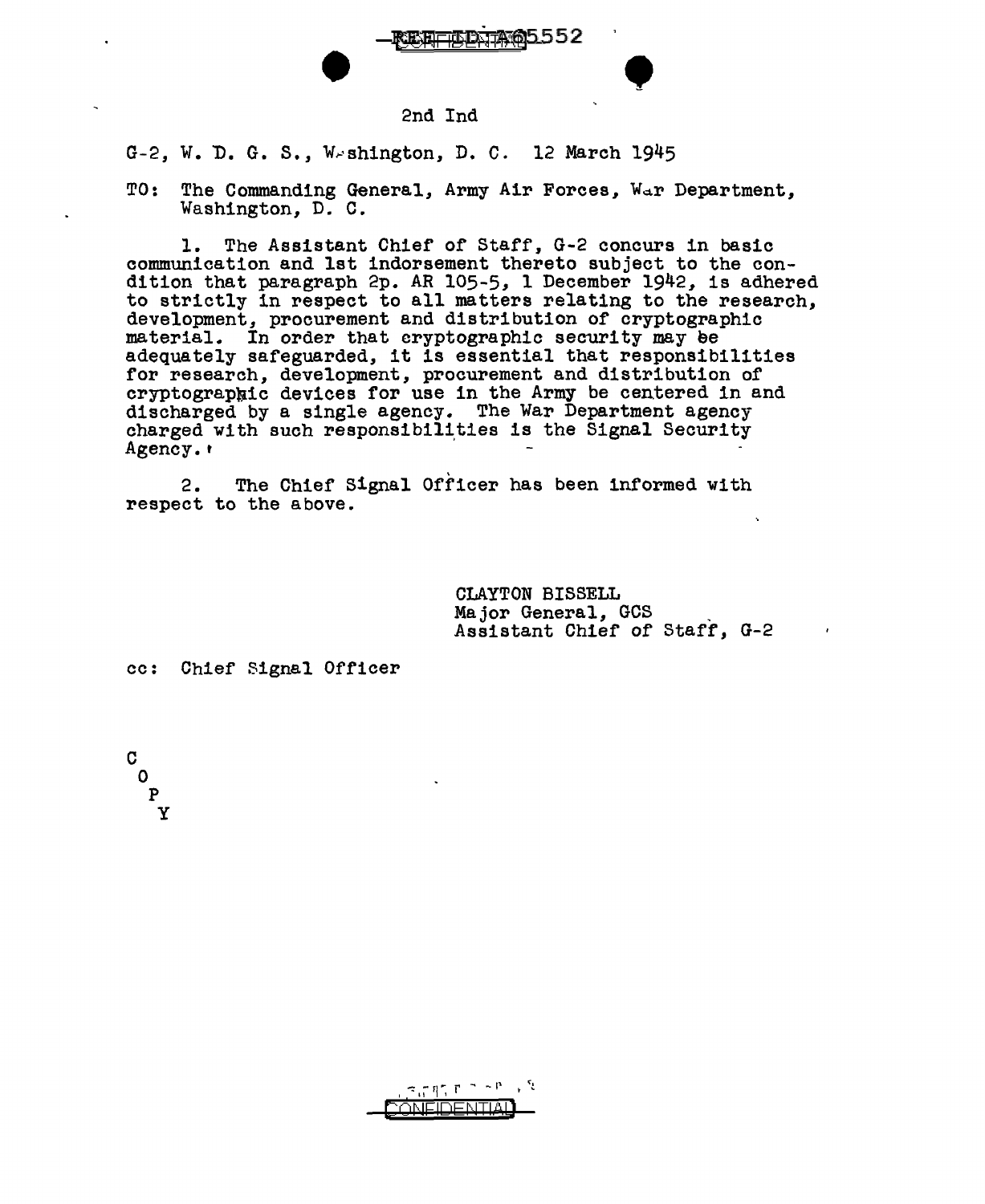REF ID:A65552

2nd Ind

G-2, W. D. G. S., Washington, D. C. 12 March 1945

TO: The Commanding General, Army Air Forces, War Department, Washington, D. C.

1. The Assistant Chief of Staff, G-2 concurs in basic communication and 1st indorsement thereto subject to the condition that paragraph 2p. AR 105-5, 1 December 1942, is adhered to strictly in respect to all matters relating to the research, development, procurement and distribution of cryptographic material. In order that cryptographic security may be adequately safeguarded, it is essential that responsibilities for research, development, procurement and distribution of cryptographic devices for use in the Army be centered in and discharged by a single agency. The War Department agency charged with such responsibilities is the Signal Security Agency.

2. The Chief Signal Officer has been informed with respect to the above.

CLAYTON BISSELL
Major General, GCS
Assistant Chief of Staff, G-2

cc: Chief Signal Officer

C
O
P
Y

CONFIDENTIAL